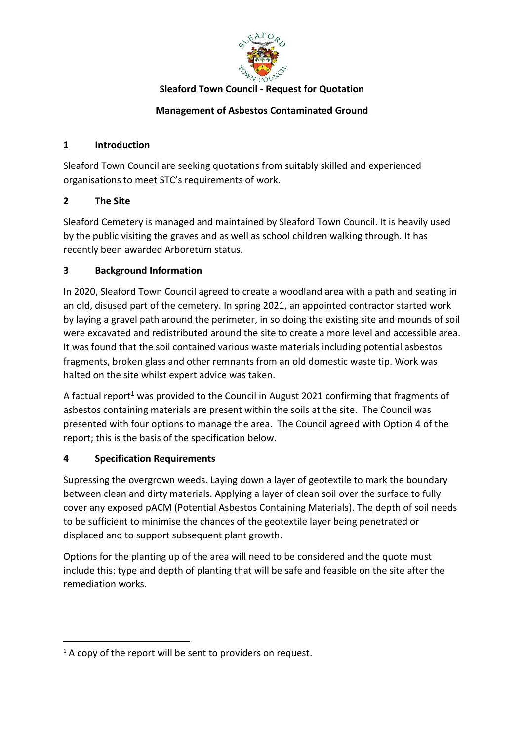**Sleaford Town Council - Request for Quotation**

**Management of Asbestos Contaminated Ground**

## 1 Introduction

Sleaford Town Council are seeking quotations from suitably skilled and experienced organisations to meet STC's requirements of work.

## 2 The Site

Sleaford Cemetery is managed and maintained by Sleaford Town Council. It is heavily used by the public visiting the graves and as well as school children walking through. It has recently been awarded Arboretum status.

## 3 Background Information

In 2020, Sleaford Town Council agreed to create a woodland area with a path and seating in an old, disused part of the cemetery. In spring 2021, an appointed contractor started work by laying a gravel path around the perimeter, in so doing the existing site and mounds of soil were excavated and redistributed around the site to create a more level and accessible area. It was found that the soil contained various waste materials including potential asbestos fragments, broken glass and other remnants from an old domestic waste tip. Work was halted on the site whilst expert advice was taken.

A factual report[1] was provided to the Council in August 2021 confirming that fragments of asbestos containing materials are present within the soils at the site. The Council was presented with four options to manage the area. The Council agreed with Option 4 of the report; this is the basis of the specification below.

## 4 Specification Requirements

Supressing the overgrown weeds. Laying down a layer of geotextile to mark the boundary between clean and dirty materials. Applying a layer of clean soil over the surface to fully cover any exposed pACM (Potential Asbestos Containing Materials). The depth of soil needs to be sufficient to minimise the chances of the geotextile layer being penetrated or displaced and to support subsequent plant growth.

Options for the planting up of the area will need to be considered and the quote must include this: type and depth of planting that will be safe and feasible on the site after the remediation works.

[1] A copy of the report will be sent to providers on request.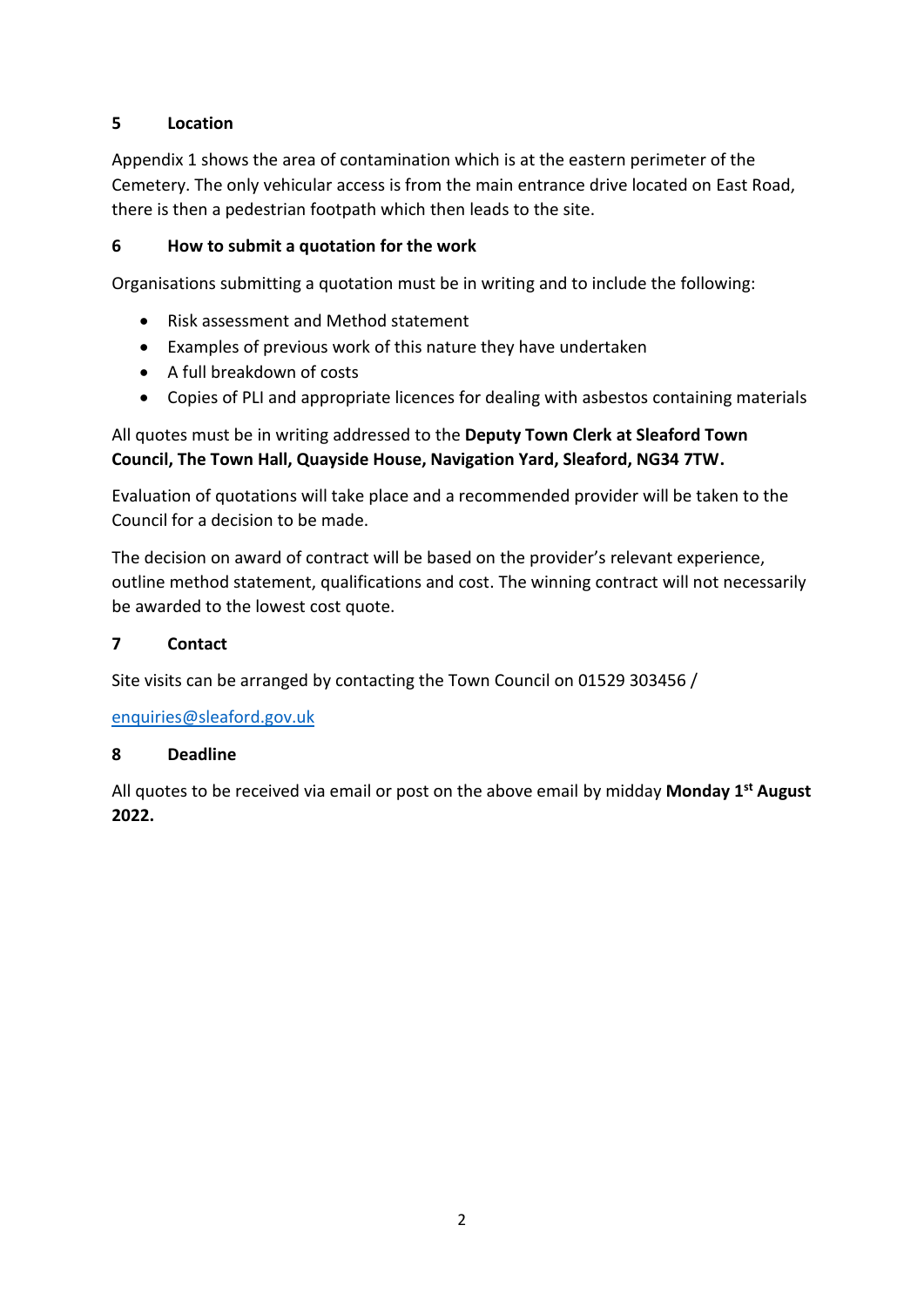## 5 Location

Appendix 1 shows the area of contamination which is at the eastern perimeter of the Cemetery. The only vehicular access is from the main entrance drive located on East Road, there is then a pedestrian footpath which then leads to the site.

## 6 How to submit a quotation for the work

Organisations submitting a quotation must be in writing and to include the following:

- Risk assessment and Method statement
- Examples of previous work of this nature they have undertaken
- A full breakdown of costs
- Copies of PLI and appropriate licences for dealing with asbestos containing materials

All quotes must be in writing addressed to the **Deputy Town Clerk at Sleaford Town Council, The Town Hall, Quayside House, Navigation Yard, Sleaford, NG34 7TW.**

Evaluation of quotations will take place and a recommended provider will be taken to the Council for a decision to be made.

The decision on award of contract will be based on the provider's relevant experience, outline method statement, qualifications and cost. The winning contract will not necessarily be awarded to the lowest cost quote.

## 7 Contact

Site visits can be arranged by contacting the Town Council on 01529 303456 /

enquiries@sleaford.gov.uk

## 8 Deadline

All quotes to be received via email or post on the above email by midday **Monday 1st August 2022.**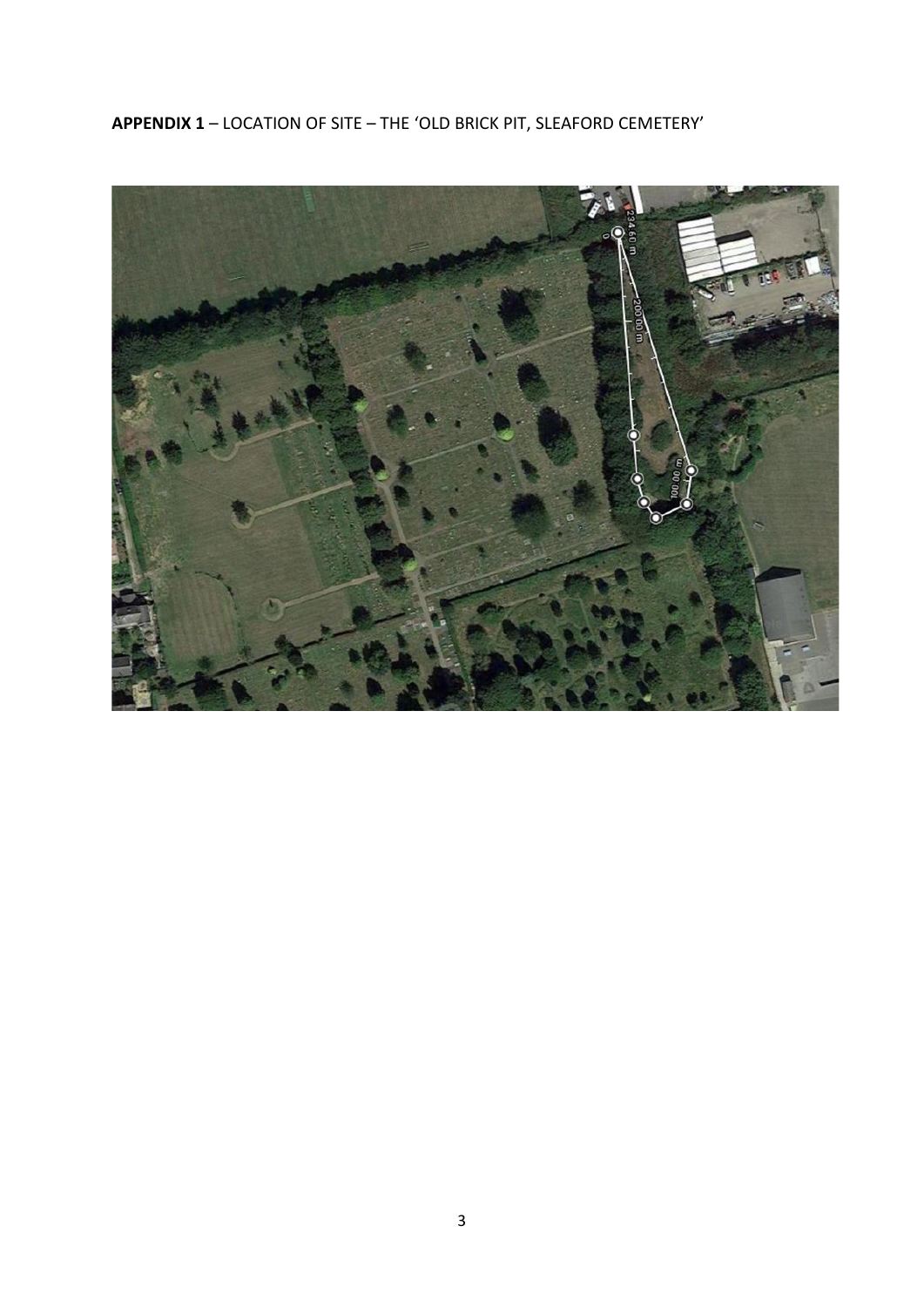**APPENDIX 1** – LOCATION OF SITE – THE 'OLD BRICK PIT, SLEAFORD CEMETERY'